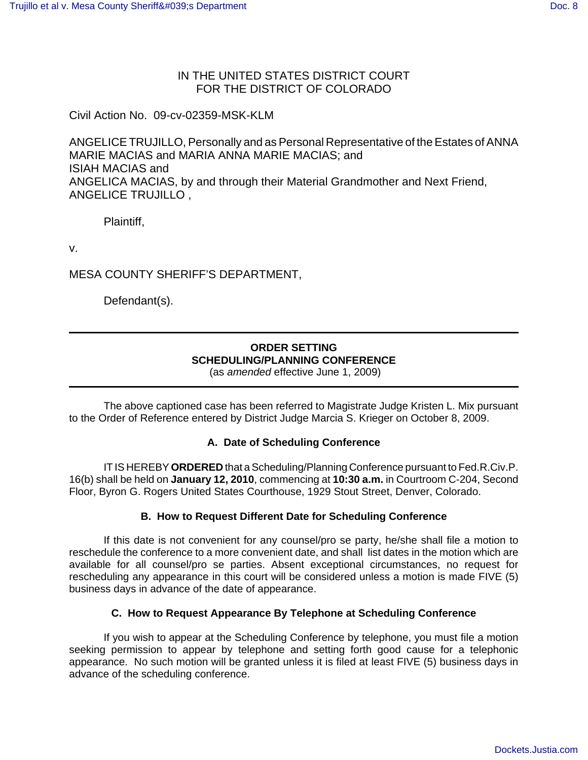IN THE UNITED STATES DISTRICT COURT
FOR THE DISTRICT OF COLORADO

Civil Action No. 09-cv-02359-MSK-KLM

ANGELICE TRUJILLO, Personally and as Personal Representative of the Estates of ANNA MARIE MACIAS and MARIA ANNA MARIE MACIAS; and
ISIAH MACIAS and
ANGELICA MACIAS, by and through their Material Grandmother and Next Friend, ANGELICE TRUJILLO ,

Plaintiff,

v.

MESA COUNTY SHERIFF'S DEPARTMENT,

Defendant(s).

---

**ORDER SETTING**
**SCHEDULING/PLANNING CONFERENCE**
(as *amended* effective June 1, 2009)

---

The above captioned case has been referred to Magistrate Judge Kristen L. Mix pursuant to the Order of Reference entered by District Judge Marcia S. Krieger on October 8, 2009.

### A. Date of Scheduling Conference

IT IS HEREBY **ORDERED** that a Scheduling/Planning Conference pursuant to Fed.R.Civ.P. 16(b) shall be held on **January 12, 2010**, commencing at **10:30 a.m.** in Courtroom C-204, Second Floor, Byron G. Rogers United States Courthouse, 1929 Stout Street, Denver, Colorado.

### B. How to Request Different Date for Scheduling Conference

If this date is not convenient for any counsel/pro se party, he/she shall file a motion to reschedule the conference to a more convenient date, and shall list dates in the motion which are available for all counsel/pro se parties. Absent exceptional circumstances, no request for rescheduling any appearance in this court will be considered unless a motion is made FIVE (5) business days in advance of the date of appearance.

### C. How to Request Appearance By Telephone at Scheduling Conference

If you wish to appear at the Scheduling Conference by telephone, you must file a motion seeking permission to appear by telephone and setting forth good cause for a telephonic appearance. No such motion will be granted unless it is filed at least FIVE (5) business days in advance of the scheduling conference.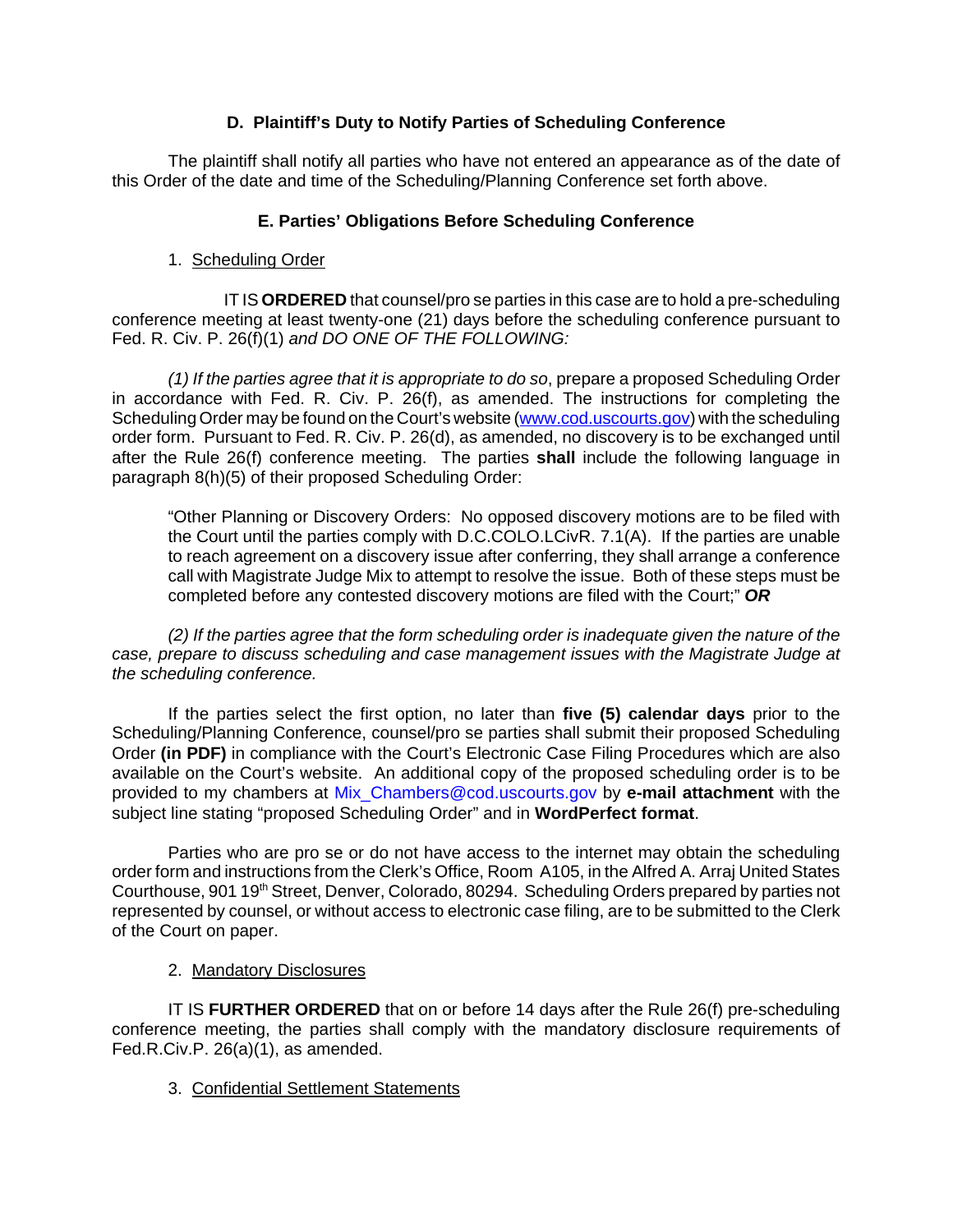### D. Plaintiff's Duty to Notify Parties of Scheduling Conference

The plaintiff shall notify all parties who have not entered an appearance as of the date of this Order of the date and time of the Scheduling/Planning Conference set forth above.

### E. Parties' Obligations Before Scheduling Conference

1. Scheduling Order

IT IS **ORDERED** that counsel/pro se parties in this case are to hold a pre-scheduling conference meeting at least twenty-one (21) days before the scheduling conference pursuant to Fed. R. Civ. P. 26(f)(1) *and DO ONE OF THE FOLLOWING:*

*(1) If the parties agree that it is appropriate to do so*, prepare a proposed Scheduling Order in accordance with Fed. R. Civ. P. 26(f), as amended. The instructions for completing the Scheduling Order may be found on the Court's website (www.cod.uscourts.gov) with the scheduling order form. Pursuant to Fed. R. Civ. P. 26(d), as amended, no discovery is to be exchanged until after the Rule 26(f) conference meeting. The parties **shall** include the following language in paragraph 8(h)(5) of their proposed Scheduling Order:

> "Other Planning or Discovery Orders: No opposed discovery motions are to be filed with the Court until the parties comply with D.C.COLO.LCivR. 7.1(A). If the parties are unable to reach agreement on a discovery issue after conferring, they shall arrange a conference call with Magistrate Judge Mix to attempt to resolve the issue. Both of these steps must be completed before any contested discovery motions are filed with the Court;" ***OR***

*(2) If the parties agree that the form scheduling order is inadequate given the nature of the case, prepare to discuss scheduling and case management issues with the Magistrate Judge at the scheduling conference.*

If the parties select the first option, no later than **five (5) calendar days** prior to the Scheduling/Planning Conference, counsel/pro se parties shall submit their proposed Scheduling Order **(in PDF)** in compliance with the Court's Electronic Case Filing Procedures which are also available on the Court's website. An additional copy of the proposed scheduling order is to be provided to my chambers at Mix_Chambers@cod.uscourts.gov by **e-mail attachment** with the subject line stating "proposed Scheduling Order" and in **WordPerfect format**.

Parties who are pro se or do not have access to the internet may obtain the scheduling order form and instructions from the Clerk's Office, Room A105, in the Alfred A. Arraj United States Courthouse, 901 19th Street, Denver, Colorado, 80294. Scheduling Orders prepared by parties not represented by counsel, or without access to electronic case filing, are to be submitted to the Clerk of the Court on paper.

2. Mandatory Disclosures

IT IS **FURTHER ORDERED** that on or before 14 days after the Rule 26(f) pre-scheduling conference meeting, the parties shall comply with the mandatory disclosure requirements of Fed.R.Civ.P. 26(a)(1), as amended.

3. Confidential Settlement Statements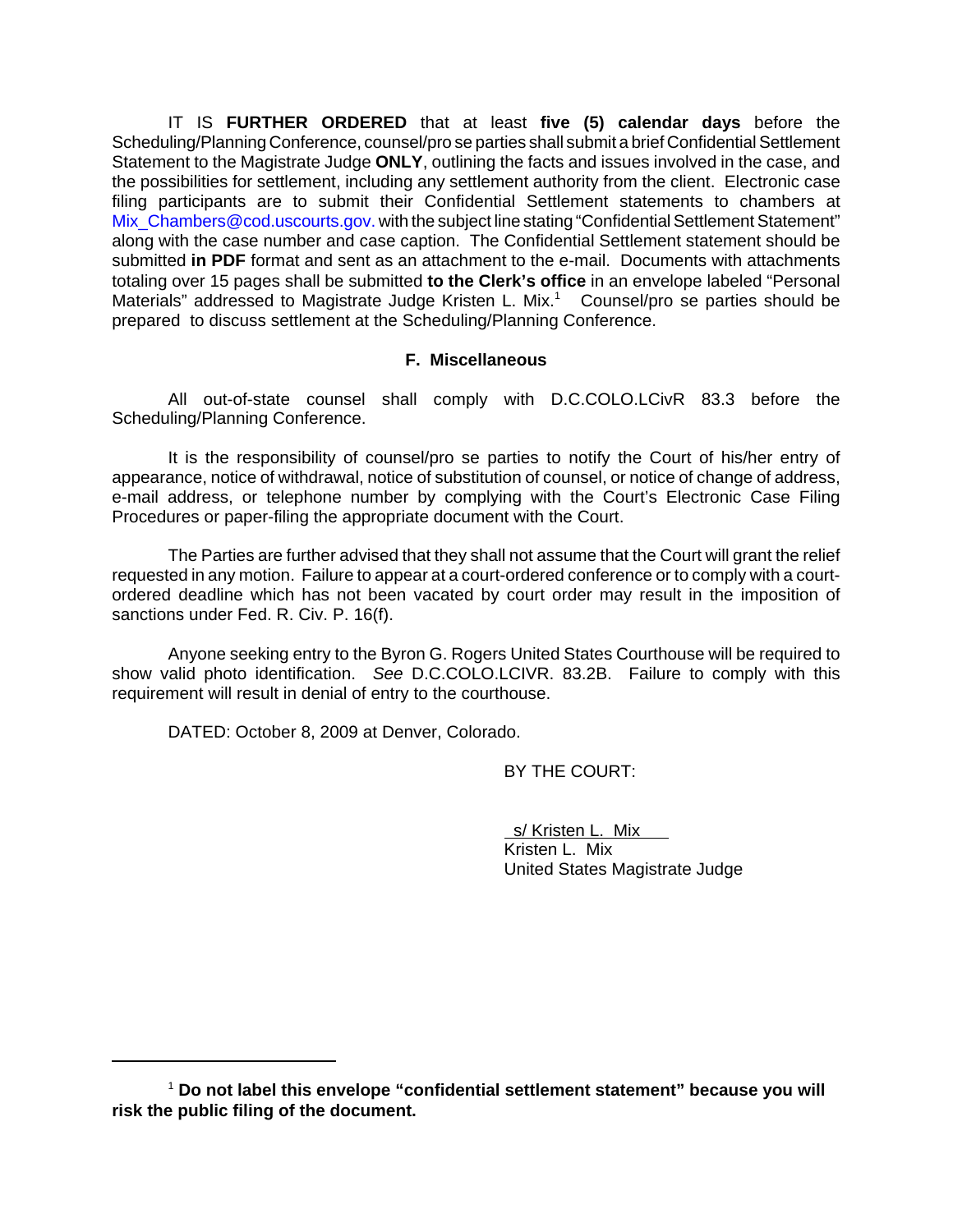IT IS **FURTHER ORDERED** that at least **five (5) calendar days** before the Scheduling/Planning Conference, counsel/pro se parties shall submit a brief Confidential Settlement Statement to the Magistrate Judge **ONLY**, outlining the facts and issues involved in the case, and the possibilities for settlement, including any settlement authority from the client. Electronic case filing participants are to submit their Confidential Settlement statements to chambers at Mix_Chambers@cod.uscourts.gov. with the subject line stating "Confidential Settlement Statement" along with the case number and case caption. The Confidential Settlement statement should be submitted **in PDF** format and sent as an attachment to the e-mail. Documents with attachments totaling over 15 pages shall be submitted **to the Clerk's office** in an envelope labeled "Personal Materials" addressed to Magistrate Judge Kristen L. Mix.[1] Counsel/pro se parties should be prepared to discuss settlement at the Scheduling/Planning Conference.

**F. Miscellaneous**

All out-of-state counsel shall comply with D.C.COLO.LCivR 83.3 before the Scheduling/Planning Conference.

It is the responsibility of counsel/pro se parties to notify the Court of his/her entry of appearance, notice of withdrawal, notice of substitution of counsel, or notice of change of address, e-mail address, or telephone number by complying with the Court's Electronic Case Filing Procedures or paper-filing the appropriate document with the Court.

The Parties are further advised that they shall not assume that the Court will grant the relief requested in any motion. Failure to appear at a court-ordered conference or to comply with a court-ordered deadline which has not been vacated by court order may result in the imposition of sanctions under Fed. R. Civ. P. 16(f).

Anyone seeking entry to the Byron G. Rogers United States Courthouse will be required to show valid photo identification. *See* D.C.COLO.LCIVR. 83.2B. Failure to comply with this requirement will result in denial of entry to the courthouse.

DATED: October 8, 2009 at Denver, Colorado.

BY THE COURT:

s/ Kristen L. Mix
Kristen L. Mix
United States Magistrate Judge

---

[1] **Do not label this envelope "confidential settlement statement" because you will risk the public filing of the document.**